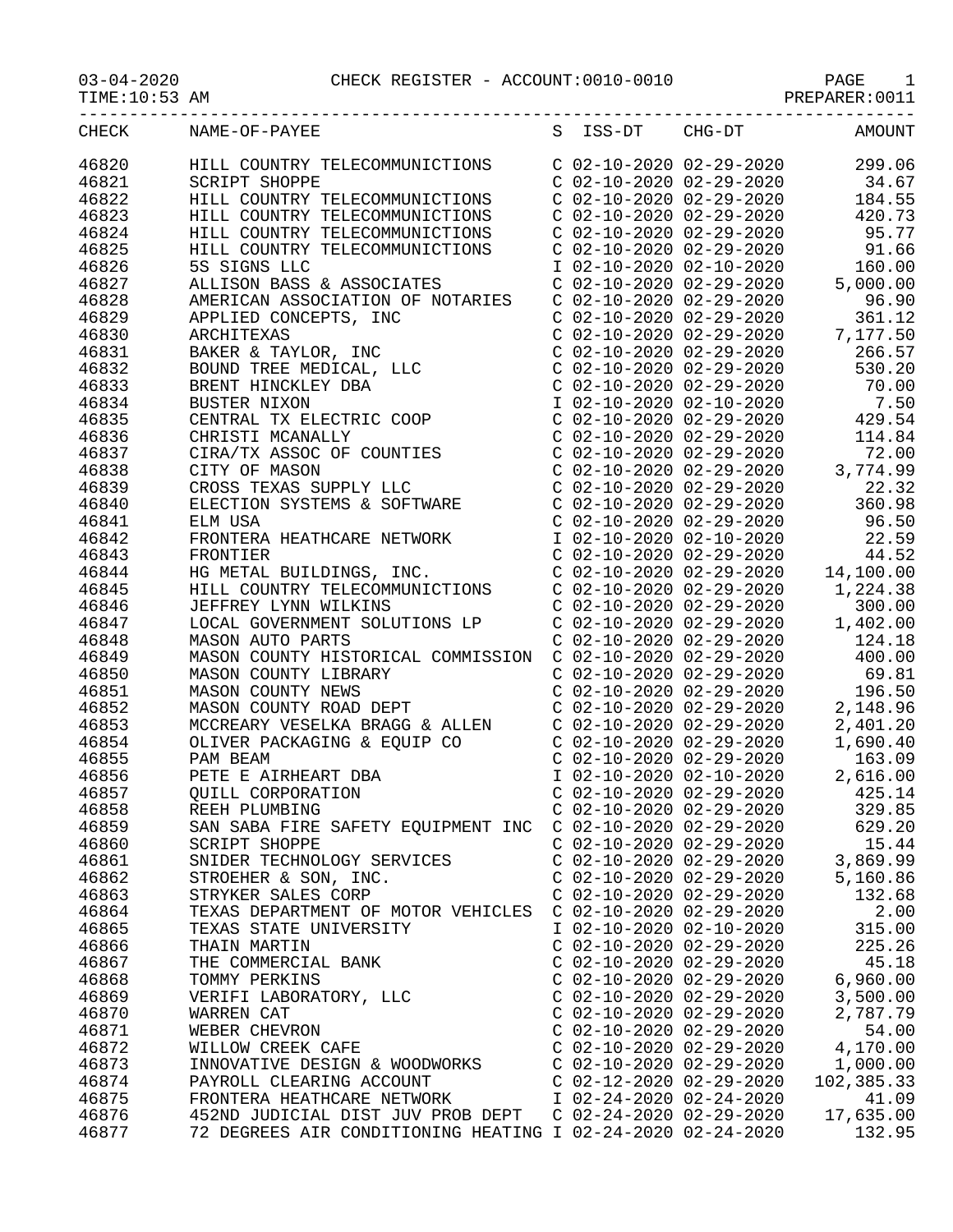03-04-2020 CHECK REGISTER - ACCOUNT:0010-0010 PAGE 1

TIME:10:53 AM PREPARER:0011

| CHECK | NAME-OF-PAYEE | S | ISS-DT | CHG-DT | AMOUNT |
|---|---|---|---|---|---|
| 46820 | HILL COUNTRY TELECOMMUNICTIONS | C | 02-10-2020 | 02-29-2020 | 299.06 |
| 46821 | SCRIPT SHOPPE | C | 02-10-2020 | 02-29-2020 | 34.67 |
| 46822 | HILL COUNTRY TELECOMMUNICTIONS | C | 02-10-2020 | 02-29-2020 | 184.55 |
| 46823 | HILL COUNTRY TELECOMMUNICTIONS | C | 02-10-2020 | 02-29-2020 | 420.73 |
| 46824 | HILL COUNTRY TELECOMMUNICTIONS | C | 02-10-2020 | 02-29-2020 | 95.77 |
| 46825 | HILL COUNTRY TELECOMMUNICTIONS | C | 02-10-2020 | 02-29-2020 | 91.66 |
| 46826 | 5S SIGNS LLC | I | 02-10-2020 | 02-10-2020 | 160.00 |
| 46827 | ALLISON BASS & ASSOCIATES | C | 02-10-2020 | 02-29-2020 | 5,000.00 |
| 46828 | AMERICAN ASSOCIATION OF NOTARIES | C | 02-10-2020 | 02-29-2020 | 96.90 |
| 46829 | APPLIED CONCEPTS, INC | C | 02-10-2020 | 02-29-2020 | 361.12 |
| 46830 | ARCHITEXAS | C | 02-10-2020 | 02-29-2020 | 7,177.50 |
| 46831 | BAKER & TAYLOR, INC | C | 02-10-2020 | 02-29-2020 | 266.57 |
| 46832 | BOUND TREE MEDICAL, LLC | C | 02-10-2020 | 02-29-2020 | 530.20 |
| 46833 | BRENT HINCKLEY DBA | C | 02-10-2020 | 02-29-2020 | 70.00 |
| 46834 | BUSTER NIXON | I | 02-10-2020 | 02-10-2020 | 7.50 |
| 46835 | CENTRAL TX ELECTRIC COOP | C | 02-10-2020 | 02-29-2020 | 429.54 |
| 46836 | CHRISTI MCANALLY | C | 02-10-2020 | 02-29-2020 | 114.84 |
| 46837 | CIRA/TX ASSOC OF COUNTIES | C | 02-10-2020 | 02-29-2020 | 72.00 |
| 46838 | CITY OF MASON | C | 02-10-2020 | 02-29-2020 | 3,774.99 |
| 46839 | CROSS TEXAS SUPPLY LLC | C | 02-10-2020 | 02-29-2020 | 22.32 |
| 46840 | ELECTION SYSTEMS & SOFTWARE | C | 02-10-2020 | 02-29-2020 | 360.98 |
| 46841 | ELM USA | C | 02-10-2020 | 02-29-2020 | 96.50 |
| 46842 | FRONTERA HEATHCARE NETWORK | I | 02-10-2020 | 02-10-2020 | 22.59 |
| 46843 | FRONTIER | C | 02-10-2020 | 02-29-2020 | 44.52 |
| 46844 | HG METAL BUILDINGS, INC. | C | 02-10-2020 | 02-29-2020 | 14,100.00 |
| 46845 | HILL COUNTRY TELECOMMUNICTIONS | C | 02-10-2020 | 02-29-2020 | 1,224.38 |
| 46846 | JEFFREY LYNN WILKINS | C | 02-10-2020 | 02-29-2020 | 300.00 |
| 46847 | LOCAL GOVERNMENT SOLUTIONS LP | C | 02-10-2020 | 02-29-2020 | 1,402.00 |
| 46848 | MASON AUTO PARTS | C | 02-10-2020 | 02-29-2020 | 124.18 |
| 46849 | MASON COUNTY HISTORICAL COMMISSION | C | 02-10-2020 | 02-29-2020 | 400.00 |
| 46850 | MASON COUNTY LIBRARY | C | 02-10-2020 | 02-29-2020 | 69.81 |
| 46851 | MASON COUNTY NEWS | C | 02-10-2020 | 02-29-2020 | 196.50 |
| 46852 | MASON COUNTY ROAD DEPT | C | 02-10-2020 | 02-29-2020 | 2,148.96 |
| 46853 | MCCREARY VESELKA BRAGG & ALLEN | C | 02-10-2020 | 02-29-2020 | 2,401.20 |
| 46854 | OLIVER PACKAGING & EQUIP CO | C | 02-10-2020 | 02-29-2020 | 1,690.40 |
| 46855 | PAM BEAM | C | 02-10-2020 | 02-29-2020 | 163.09 |
| 46856 | PETE E AIRHEART DBA | I | 02-10-2020 | 02-10-2020 | 2,616.00 |
| 46857 | QUILL CORPORATION | C | 02-10-2020 | 02-29-2020 | 425.14 |
| 46858 | REEH PLUMBING | C | 02-10-2020 | 02-29-2020 | 329.85 |
| 46859 | SAN SABA FIRE SAFETY EQUIPMENT INC | C | 02-10-2020 | 02-29-2020 | 629.20 |
| 46860 | SCRIPT SHOPPE | C | 02-10-2020 | 02-29-2020 | 15.44 |
| 46861 | SNIDER TECHNOLOGY SERVICES | C | 02-10-2020 | 02-29-2020 | 3,869.99 |
| 46862 | STROEHER & SON, INC. | C | 02-10-2020 | 02-29-2020 | 5,160.86 |
| 46863 | STRYKER SALES CORP | C | 02-10-2020 | 02-29-2020 | 132.68 |
| 46864 | TEXAS DEPARTMENT OF MOTOR VEHICLES | C | 02-10-2020 | 02-29-2020 | 2.00 |
| 46865 | TEXAS STATE UNIVERSITY | I | 02-10-2020 | 02-10-2020 | 315.00 |
| 46866 | THAIN MARTIN | C | 02-10-2020 | 02-29-2020 | 225.26 |
| 46867 | THE COMMERCIAL BANK | C | 02-10-2020 | 02-29-2020 | 45.18 |
| 46868 | TOMMY PERKINS | C | 02-10-2020 | 02-29-2020 | 6,960.00 |
| 46869 | VERIFI LABORATORY, LLC | C | 02-10-2020 | 02-29-2020 | 3,500.00 |
| 46870 | WARREN CAT | C | 02-10-2020 | 02-29-2020 | 2,787.79 |
| 46871 | WEBER CHEVRON | C | 02-10-2020 | 02-29-2020 | 54.00 |
| 46872 | WILLOW CREEK CAFE | C | 02-10-2020 | 02-29-2020 | 4,170.00 |
| 46873 | INNOVATIVE DESIGN & WOODWORKS | C | 02-10-2020 | 02-29-2020 | 1,000.00 |
| 46874 | PAYROLL CLEARING ACCOUNT | C | 02-12-2020 | 02-29-2020 | 102,385.33 |
| 46875 | FRONTERA HEATHCARE NETWORK | I | 02-24-2020 | 02-24-2020 | 41.09 |
| 46876 | 452ND JUDICIAL DIST JUV PROB DEPT | C | 02-24-2020 | 02-29-2020 | 17,635.00 |
| 46877 | 72 DEGREES AIR CONDITIONING HEATING | I | 02-24-2020 | 02-24-2020 | 132.95 |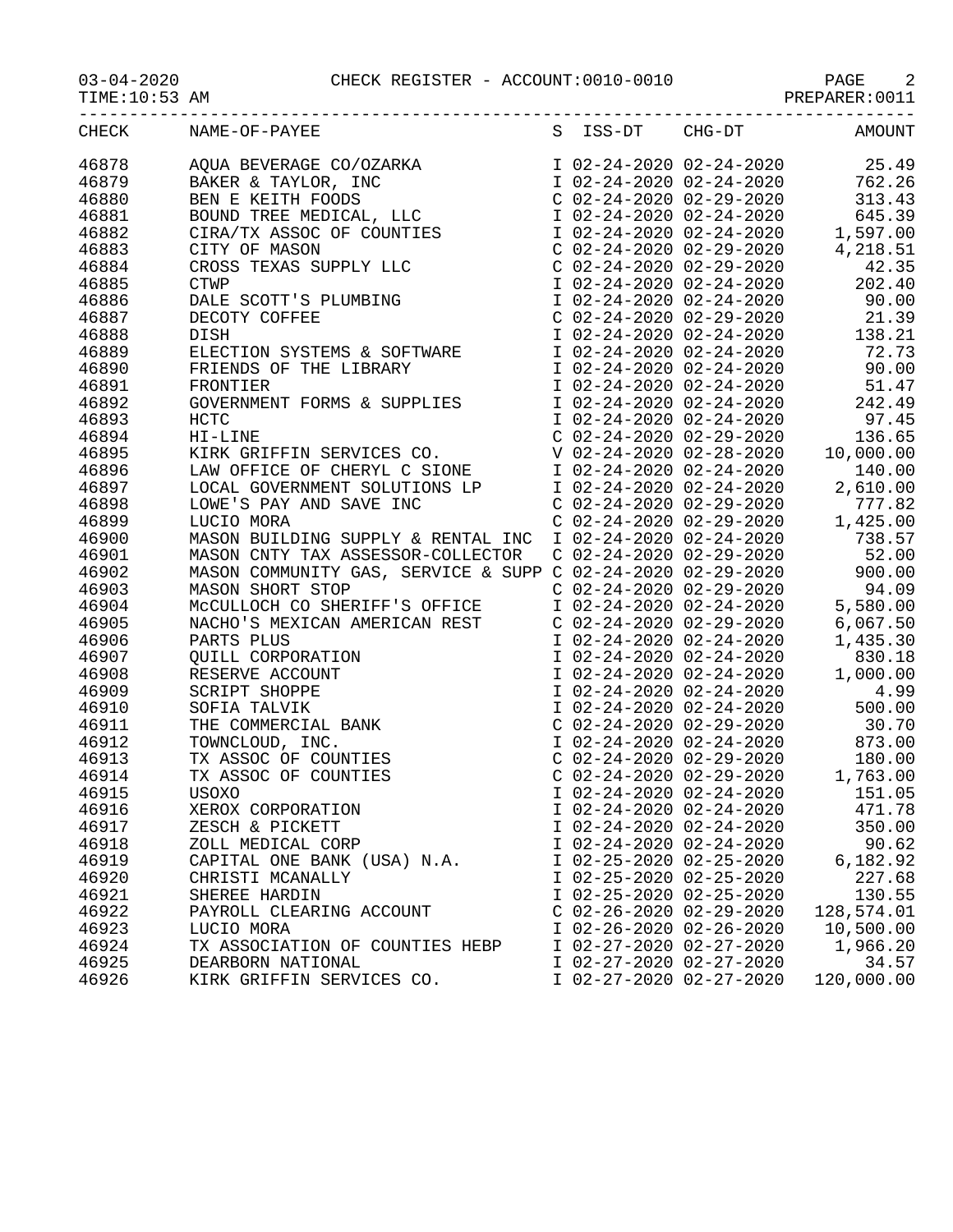03-04-2020 CHECK REGISTER - ACCOUNT:0010-0010
TIME:10:53 AM PREPARER:0011

| CHECK | NAME-OF-PAYEE | S | ISS-DT | CHG-DT | AMOUNT |
|---|---|---|---|---|---|
| 46878 | AQUA BEVERAGE CO/OZARKA | I | 02-24-2020 | 02-24-2020 | 25.49 |
| 46879 | BAKER & TAYLOR, INC | I | 02-24-2020 | 02-24-2020 | 762.26 |
| 46880 | BEN E KEITH FOODS | C | 02-24-2020 | 02-29-2020 | 313.43 |
| 46881 | BOUND TREE MEDICAL, LLC | I | 02-24-2020 | 02-24-2020 | 645.39 |
| 46882 | CIRA/TX ASSOC OF COUNTIES | I | 02-24-2020 | 02-24-2020 | 1,597.00 |
| 46883 | CITY OF MASON | C | 02-24-2020 | 02-29-2020 | 4,218.51 |
| 46884 | CROSS TEXAS SUPPLY LLC | C | 02-24-2020 | 02-29-2020 | 42.35 |
| 46885 | CTWP | I | 02-24-2020 | 02-24-2020 | 202.40 |
| 46886 | DALE SCOTT'S PLUMBING | I | 02-24-2020 | 02-24-2020 | 90.00 |
| 46887 | DECOTY COFFEE | C | 02-24-2020 | 02-29-2020 | 21.39 |
| 46888 | DISH | I | 02-24-2020 | 02-24-2020 | 138.21 |
| 46889 | ELECTION SYSTEMS & SOFTWARE | I | 02-24-2020 | 02-24-2020 | 72.73 |
| 46890 | FRIENDS OF THE LIBRARY | I | 02-24-2020 | 02-24-2020 | 90.00 |
| 46891 | FRONTIER | I | 02-24-2020 | 02-24-2020 | 51.47 |
| 46892 | GOVERNMENT FORMS & SUPPLIES | I | 02-24-2020 | 02-24-2020 | 242.49 |
| 46893 | HCTC | I | 02-24-2020 | 02-24-2020 | 97.45 |
| 46894 | HI-LINE | C | 02-24-2020 | 02-29-2020 | 136.65 |
| 46895 | KIRK GRIFFIN SERVICES CO. | V | 02-24-2020 | 02-28-2020 | 10,000.00 |
| 46896 | LAW OFFICE OF CHERYL C SIONE | I | 02-24-2020 | 02-24-2020 | 140.00 |
| 46897 | LOCAL GOVERNMENT SOLUTIONS LP | I | 02-24-2020 | 02-24-2020 | 2,610.00 |
| 46898 | LOWE'S PAY AND SAVE INC | C | 02-24-2020 | 02-29-2020 | 777.82 |
| 46899 | LUCIO MORA | C | 02-24-2020 | 02-29-2020 | 1,425.00 |
| 46900 | MASON BUILDING SUPPLY & RENTAL INC | I | 02-24-2020 | 02-24-2020 | 738.57 |
| 46901 | MASON CNTY TAX ASSESSOR-COLLECTOR | C | 02-24-2020 | 02-29-2020 | 52.00 |
| 46902 | MASON COMMUNITY GAS, SERVICE & SUPP | C | 02-24-2020 | 02-29-2020 | 900.00 |
| 46903 | MASON SHORT STOP | C | 02-24-2020 | 02-29-2020 | 94.09 |
| 46904 | McCULLOCH CO SHERIFF'S OFFICE | I | 02-24-2020 | 02-24-2020 | 5,580.00 |
| 46905 | NACHO'S MEXICAN AMERICAN REST | C | 02-24-2020 | 02-29-2020 | 6,067.50 |
| 46906 | PARTS PLUS | I | 02-24-2020 | 02-24-2020 | 1,435.30 |
| 46907 | QUILL CORPORATION | I | 02-24-2020 | 02-24-2020 | 830.18 |
| 46908 | RESERVE ACCOUNT | I | 02-24-2020 | 02-24-2020 | 1,000.00 |
| 46909 | SCRIPT SHOPPE | I | 02-24-2020 | 02-24-2020 | 4.99 |
| 46910 | SOFIA TALVIK | I | 02-24-2020 | 02-24-2020 | 500.00 |
| 46911 | THE COMMERCIAL BANK | C | 02-24-2020 | 02-29-2020 | 30.70 |
| 46912 | TOWNCLOUD, INC. | I | 02-24-2020 | 02-24-2020 | 873.00 |
| 46913 | TX ASSOC OF COUNTIES | C | 02-24-2020 | 02-29-2020 | 180.00 |
| 46914 | TX ASSOC OF COUNTIES | C | 02-24-2020 | 02-29-2020 | 1,763.00 |
| 46915 | USOXO | I | 02-24-2020 | 02-24-2020 | 151.05 |
| 46916 | XEROX CORPORATION | I | 02-24-2020 | 02-24-2020 | 471.78 |
| 46917 | ZESCH & PICKETT | I | 02-24-2020 | 02-24-2020 | 350.00 |
| 46918 | ZOLL MEDICAL CORP | I | 02-24-2020 | 02-24-2020 | 90.62 |
| 46919 | CAPITAL ONE BANK (USA) N.A. | I | 02-25-2020 | 02-25-2020 | 6,182.92 |
| 46920 | CHRISTI MCANALLY | I | 02-25-2020 | 02-25-2020 | 227.68 |
| 46921 | SHEREE HARDIN | I | 02-25-2020 | 02-25-2020 | 130.55 |
| 46922 | PAYROLL CLEARING ACCOUNT | C | 02-26-2020 | 02-29-2020 | 128,574.01 |
| 46923 | LUCIO MORA | I | 02-26-2020 | 02-26-2020 | 10,500.00 |
| 46924 | TX ASSOCIATION OF COUNTIES HEBP | I | 02-27-2020 | 02-27-2020 | 1,966.20 |
| 46925 | DEARBORN NATIONAL | I | 02-27-2020 | 02-27-2020 | 34.57 |
| 46926 | KIRK GRIFFIN SERVICES CO. | I | 02-27-2020 | 02-27-2020 | 120,000.00 |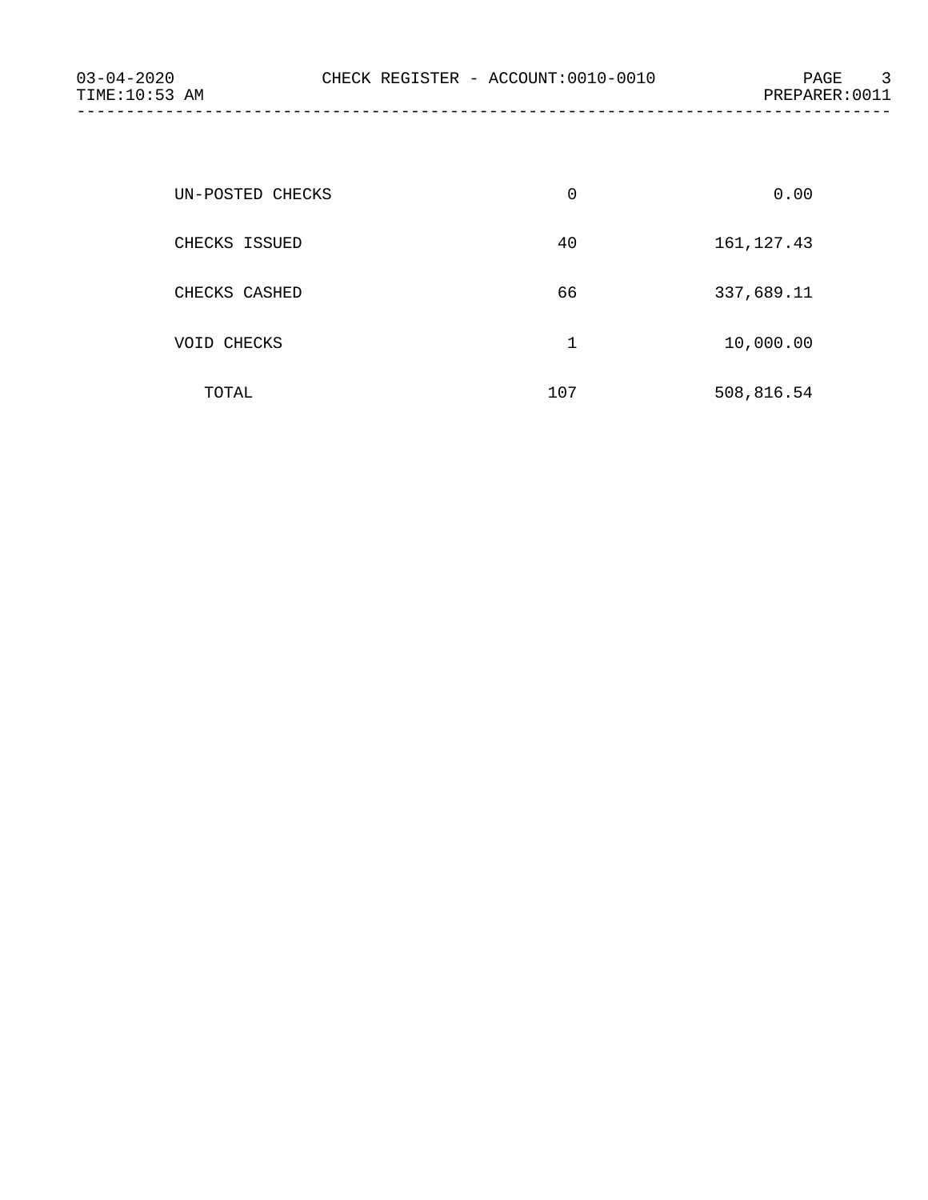| | | |
|---|---|---|
| UN-POSTED CHECKS | 0 | 0.00 |
| CHECKS ISSUED | 40 | 161,127.43 |
| CHECKS CASHED | 66 | 337,689.11 |
| VOID CHECKS | 1 | 10,000.00 |
| TOTAL | 107 | 508,816.54 |